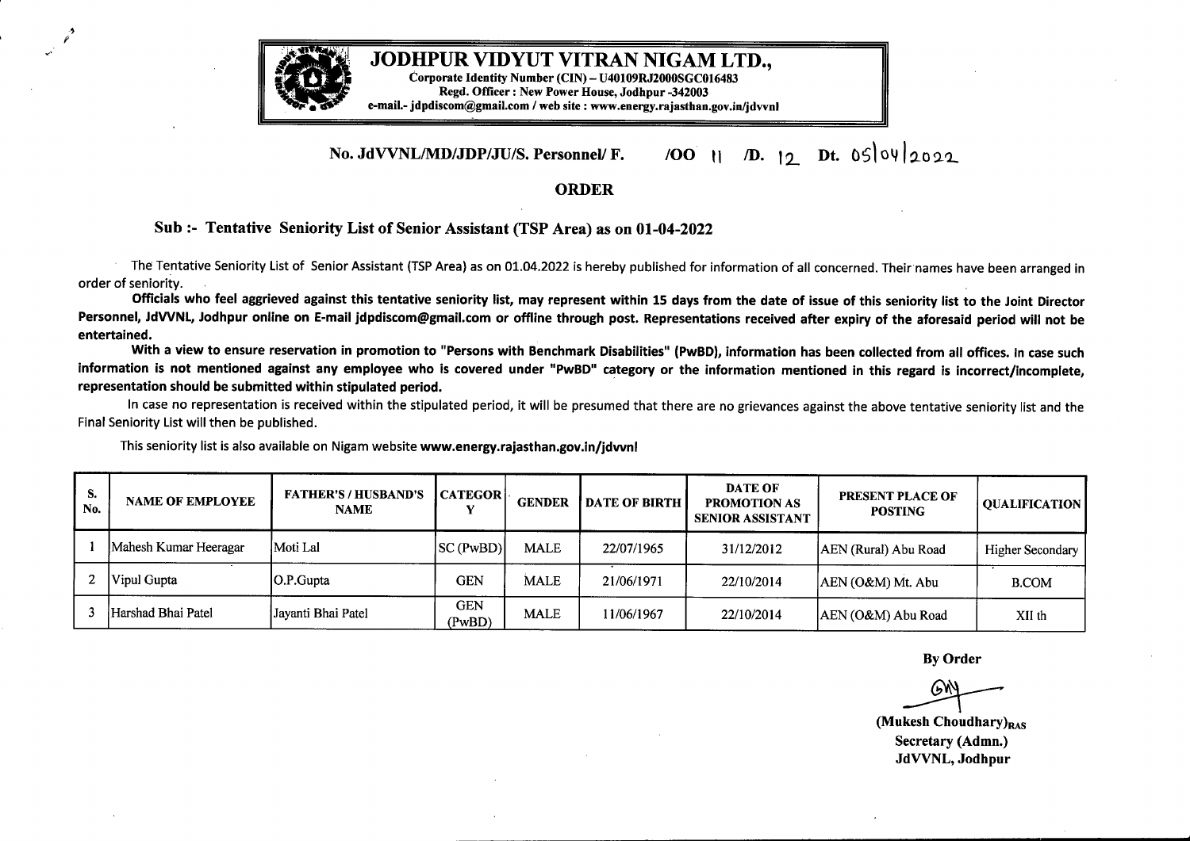# JODHPUR VIDYUT VITRAN NIGAM LTD.,

**Corporate Identity Number (CIN) – U40109RJ2000SGC016483**
**Regd. Officer : New Power House, Jodhpur -342003**
**e-mail.- jdpdiscom@gmail.com / web site : www.energy.rajasthan.gov.in/jdvvnl**

**No. JdVVNL/MD/JDP/JU/S. Personnel/ F. /OO 11 /D. 12 Dt. 05/04/2022**

## ORDER

### Sub :- Tentative Seniority List of Senior Assistant (TSP Area) as on 01-04-2022

The Tentative Seniority List of Senior Assistant (TSP Area) as on 01.04.2022 is hereby published for information of all concerned. Their names have been arranged in order of seniority.

**Officials who feel aggrieved against this tentative seniority list, may represent within 15 days from the date of issue of this seniority list to the Joint Director Personnel, JdVVNL, Jodhpur online on E-mail jdpdiscom@gmail.com or offline through post. Representations received after expiry of the aforesaid period will not be entertained.**

**With a view to ensure reservation in promotion to "Persons with Benchmark Disabilities" (PwBD), information has been collected from all offices. In case such information is not mentioned against any employee who is covered under "PwBD" category or the information mentioned in this regard is incorrect/incomplete, representation should be submitted within stipulated period.**

In case no representation is received within the stipulated period, it will be presumed that there are no grievances against the above tentative seniority list and the Final Seniority List will then be published.

This seniority list is also available on Nigam website **www.energy.rajasthan.gov.in/jdvvnl**

| S. No. | NAME OF EMPLOYEE | FATHER'S / HUSBAND'S NAME | CATEGORY | GENDER | DATE OF BIRTH | DATE OF PROMOTION AS SENIOR ASSISTANT | PRESENT PLACE OF POSTING | QUALIFICATION |
|---|---|---|---|---|---|---|---|---|
| 1 | Mahesh Kumar Heeragar | Moti Lal | SC (PwBD) | MALE | 22/07/1965 | 31/12/2012 | AEN (Rural) Abu Road | Higher Secondary |
| 2 | Vipul Gupta | O.P.Gupta | GEN | MALE | 21/06/1971 | 22/10/2014 | AEN (O&M) Mt. Abu | B.COM |
| 3 | Harshad Bhai Patel | Jayanti Bhai Patel | GEN (PwBD) | MALE | 11/06/1967 | 22/10/2014 | AEN (O&M) Abu Road | XII th |

**By Order**

**(Mukesh Choudhary)$_{RAS}$**
**Secretary (Admn.)**
**JdVVNL, Jodhpur**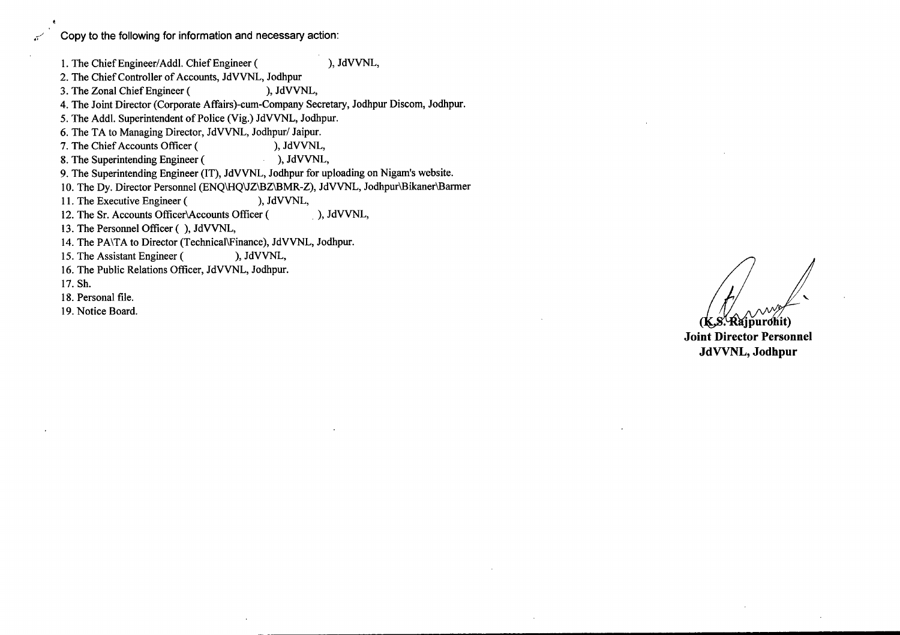Copy to the following for information and necessary action:

1. The Chief Engineer/Addl. Chief Engineer ( ), JdVVNL,
2. The Chief Controller of Accounts, JdVVNL, Jodhpur
3. The Zonal Chief Engineer ( ), JdVVNL,
4. The Joint Director (Corporate Affairs)-cum-Company Secretary, Jodhpur Discom, Jodhpur.
5. The Addl. Superintendent of Police (Vig.) JdVVNL, Jodhpur.
6. The TA to Managing Director, JdVVNL, Jodhpur/ Jaipur.
7. The Chief Accounts Officer ( ), JdVVNL,
8. The Superintending Engineer ( ), JdVVNL,
9. The Superintending Engineer (IT), JdVVNL, Jodhpur for uploading on Nigam's website.
10. The Dy. Director Personnel (ENQ\HQ\JZ\BZ\BMR-Z), JdVVNL, Jodhpur\Bikaner\Barmer
11. The Executive Engineer ( ), JdVVNL,
12. The Sr. Accounts Officer\Accounts Officer ( ), JdVVNL,
13. The Personnel Officer ( ), JdVVNL,
14. The PA\TA to Director (Technical\Finance), JdVVNL, Jodhpur.
15. The Assistant Engineer ( ), JdVVNL,
16. The Public Relations Officer, JdVVNL, Jodhpur.
17. Sh.
18. Personal file.
19. Notice Board.

(K.S. Rajpurohit)
**Joint Director Personnel**
**JdVVNL, Jodhpur**